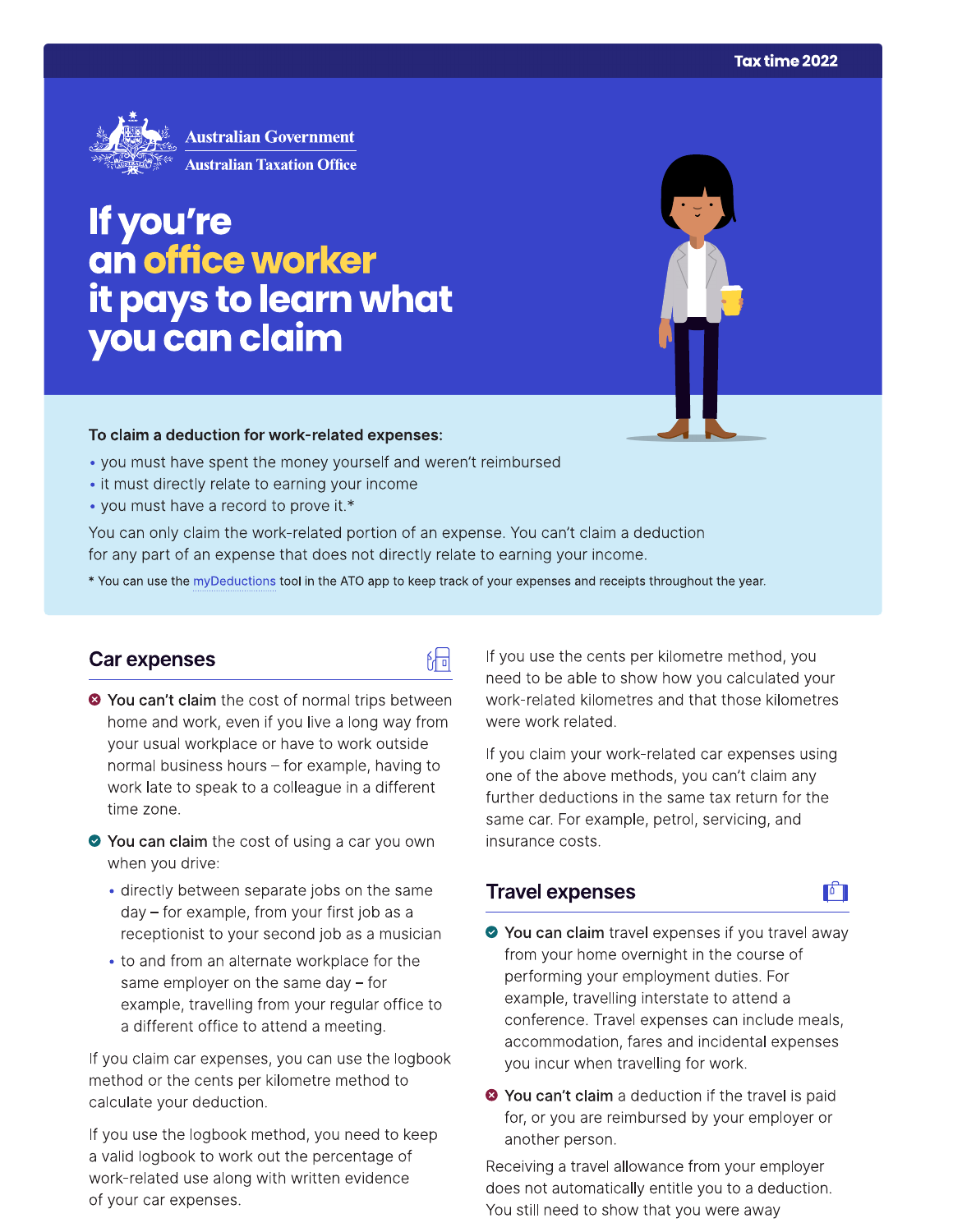Tax time 2022

Australian Government
Australian Taxation Office

# If you're an office worker it pays to learn what you can claim

**To claim a deduction for work-related expenses:**

- you must have spent the money yourself and weren't reimbursed
- it must directly relate to earning your income
- you must have a record to prove it.*

You can only claim the work-related portion of an expense. You can't claim a deduction for any part of an expense that does not directly relate to earning your income.

* You can use the myDeductions tool in the ATO app to keep track of your expenses and receipts throughout the year.

## Car expenses

- **You can't claim** the cost of normal trips between home and work, even if you live a long way from your usual workplace or have to work outside normal business hours – for example, having to work late to speak to a colleague in a different time zone.
- **You can claim** the cost of using a car you own when you drive:
  - directly between separate jobs on the same day – for example, from your first job as a receptionist to your second job as a musician
  - to and from an alternate workplace for the same employer on the same day – for example, travelling from your regular office to a different office to attend a meeting.

If you claim car expenses, you can use the logbook method or the cents per kilometre method to calculate your deduction.

If you use the logbook method, you need to keep a valid logbook to work out the percentage of work-related use along with written evidence of your car expenses.

If you use the cents per kilometre method, you need to be able to show how you calculated your work-related kilometres and that those kilometres were work related.

If you claim your work-related car expenses using one of the above methods, you can't claim any further deductions in the same tax return for the same car. For example, petrol, servicing, and insurance costs.

## Travel expenses

- **You can claim** travel expenses if you travel away from your home overnight in the course of performing your employment duties. For example, travelling interstate to attend a conference. Travel expenses can include meals, accommodation, fares and incidental expenses you incur when travelling for work.
- **You can't claim** a deduction if the travel is paid for, or you are reimbursed by your employer or another person.

Receiving a travel allowance from your employer does not automatically entitle you to a deduction. You still need to show that you were away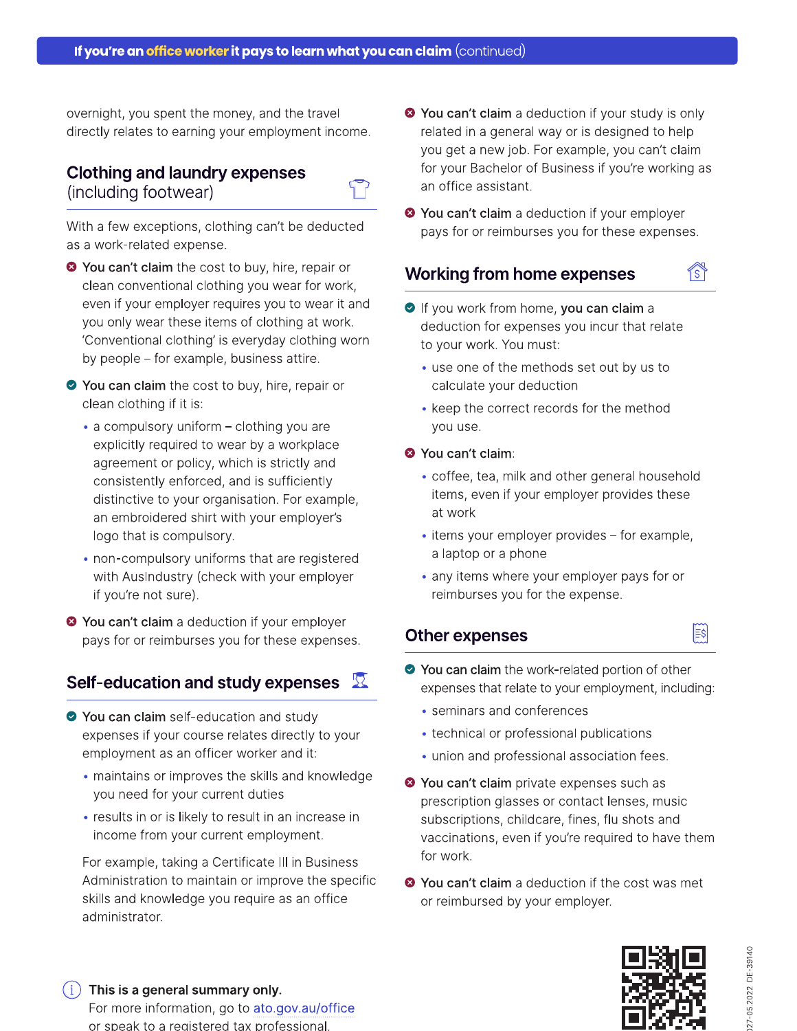overnight, you spent the money, and the travel directly relates to earning your employment income.

## Clothing and laundry expenses (including footwear)

With a few exceptions, clothing can't be deducted as a work-related expense.

- **You can't claim** the cost to buy, hire, repair or clean conventional clothing you wear for work, even if your employer requires you to wear it and you only wear these items of clothing at work. 'Conventional clothing' is everyday clothing worn by people – for example, business attire.
- **You can claim** the cost to buy, hire, repair or clean clothing if it is:
  - a compulsory uniform – clothing you are explicitly required to wear by a workplace agreement or policy, which is strictly and consistently enforced, and is sufficiently distinctive to your organisation. For example, an embroidered shirt with your employer's logo that is compulsory.
  - non-compulsory uniforms that are registered with AusIndustry (check with your employer if you're not sure).
- **You can't claim** a deduction if your employer pays for or reimburses you for these expenses.

## Self-education and study expenses

- **You can claim** self-education and study expenses if your course relates directly to your employment as an officer worker and it:
  - maintains or improves the skills and knowledge you need for your current duties
  - results in or is likely to result in an increase in income from your current employment.

  For example, taking a Certificate III in Business Administration to maintain or improve the specific skills and knowledge you require as an office administrator.
- **You can't claim** a deduction if your study is only related in a general way or is designed to help you get a new job. For example, you can't claim for your Bachelor of Business if you're working as an office assistant.
- **You can't claim** a deduction if your employer pays for or reimburses you for these expenses.

## Working from home expenses

- If you work from home, **you can claim** a deduction for expenses you incur that relate to your work. You must:
  - use one of the methods set out by us to calculate your deduction
  - keep the correct records for the method you use.
- **You can't claim**:
  - coffee, tea, milk and other general household items, even if your employer provides these at work
  - items your employer provides – for example, a laptop or a phone
  - any items where your employer pays for or reimburses you for the expense.

## Other expenses

- **You can claim** the work-related portion of other expenses that relate to your employment, including:
  - seminars and conferences
  - technical or professional publications
  - union and professional association fees.
- **You can't claim** private expenses such as prescription glasses or contact lenses, music subscriptions, childcare, fines, flu shots and vaccinations, even if you're required to have them for work.
- **You can't claim** a deduction if the cost was met or reimbursed by your employer.

**This is a general summary only.**
For more information, go to ato.gov.au/office or speak to a registered tax professional.